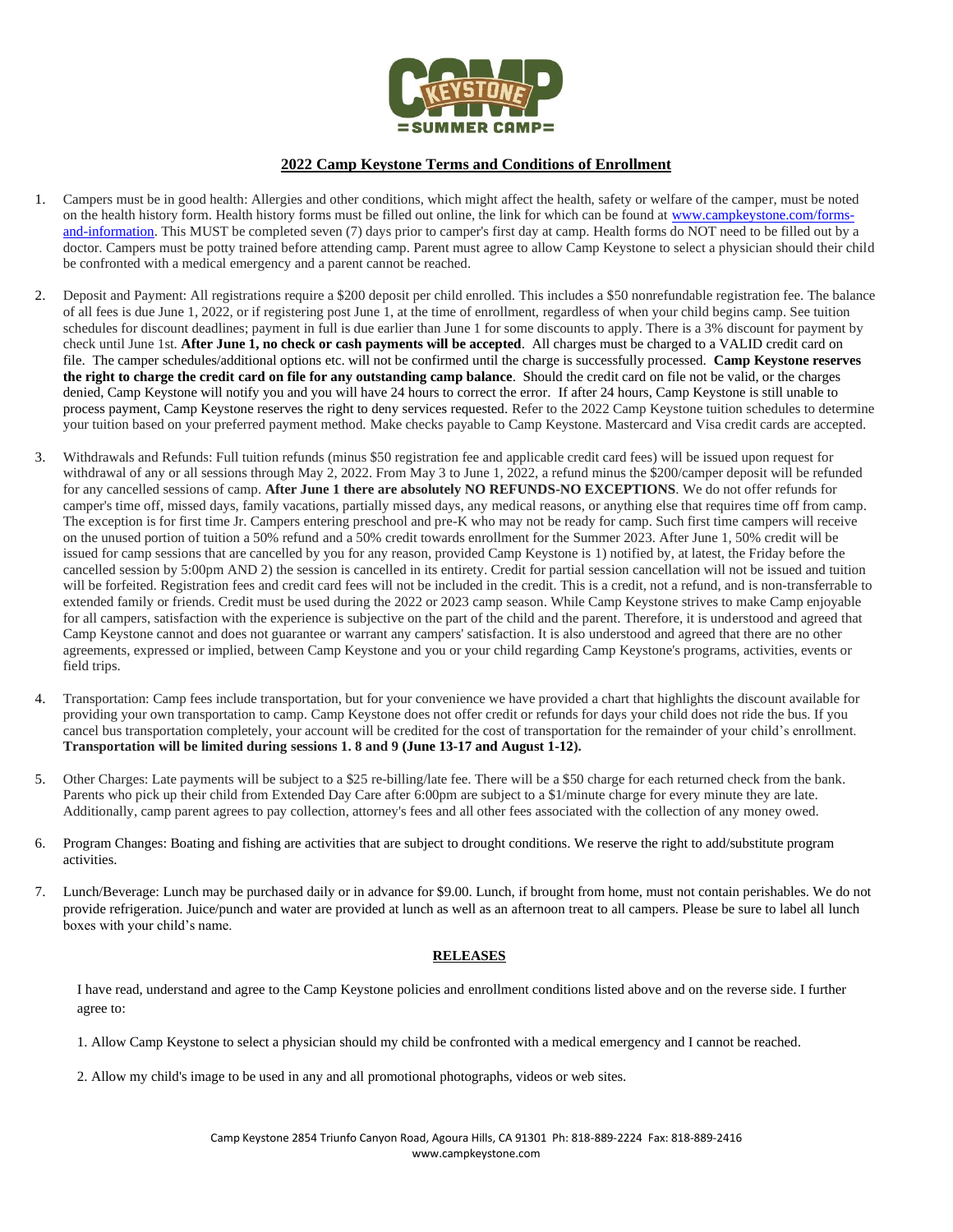# 2022 Camp Keystone Terms and Conditions of Enrollment

1. Campers must be in good health: Allergies and other conditions, which might affect the health, safety or welfare of the camper, must be noted on the health history form. Health history forms must be filled out online, the link for which can be found at www.campkeystone.com/forms-and-information. This MUST be completed seven (7) days prior to camper's first day at camp. Health forms do NOT need to be filled out by a doctor. Campers must be potty trained before attending camp. Parent must agree to allow Camp Keystone to select a physician should their child be confronted with a medical emergency and a parent cannot be reached.

2. Deposit and Payment: All registrations require a $200 deposit per child enrolled. This includes a $50 nonrefundable registration fee. The balance of all fees is due June 1, 2022, or if registering post June 1, at the time of enrollment, regardless of when your child begins camp. See tuition schedules for discount deadlines; payment in full is due earlier than June 1 for some discounts to apply. There is a 3% discount for payment by check until June 1st. **After June 1, no check or cash payments will be accepted**. All charges must be charged to a VALID credit card on file. The camper schedules/additional options etc. will not be confirmed until the charge is successfully processed. **Camp Keystone reserves the right to charge the credit card on file for any outstanding camp balance**. Should the credit card on file not be valid, or the charges denied, Camp Keystone will notify you and you will have 24 hours to correct the error. If after 24 hours, Camp Keystone is still unable to process payment, Camp Keystone reserves the right to deny services requested. Refer to the 2022 Camp Keystone tuition schedules to determine your tuition based on your preferred payment method. Make checks payable to Camp Keystone. Mastercard and Visa credit cards are accepted.

3. Withdrawals and Refunds: Full tuition refunds (minus $50 registration fee and applicable credit card fees) will be issued upon request for withdrawal of any or all sessions through May 2, 2022. From May 3 to June 1, 2022, a refund minus the $200/camper deposit will be refunded for any cancelled sessions of camp. **After June 1 there are absolutely NO REFUNDS-NO EXCEPTIONS**. We do not offer refunds for camper's time off, missed days, family vacations, partially missed days, any medical reasons, or anything else that requires time off from camp. The exception is for first time Jr. Campers entering preschool and pre-K who may not be ready for camp. Such first time campers will receive on the unused portion of tuition a 50% refund and a 50% credit towards enrollment for the Summer 2023. After June 1, 50% credit will be issued for camp sessions that are cancelled by you for any reason, provided Camp Keystone is 1) notified by, at latest, the Friday before the cancelled session by 5:00pm AND 2) the session is cancelled in its entirety. Credit for partial session cancellation will not be issued and tuition will be forfeited. Registration fees and credit card fees will not be included in the credit. This is a credit, not a refund, and is non-transferrable to extended family or friends. Credit must be used during the 2022 or 2023 camp season. While Camp Keystone strives to make Camp enjoyable for all campers, satisfaction with the experience is subjective on the part of the child and the parent. Therefore, it is understood and agreed that Camp Keystone cannot and does not guarantee or warrant any campers' satisfaction. It is also understood and agreed that there are no other agreements, expressed or implied, between Camp Keystone and you or your child regarding Camp Keystone's programs, activities, events or field trips.

4. Transportation: Camp fees include transportation, but for your convenience we have provided a chart that highlights the discount available for providing your own transportation to camp. Camp Keystone does not offer credit or refunds for days your child does not ride the bus. If you cancel bus transportation completely, your account will be credited for the cost of transportation for the remainder of your child's enrollment. **Transportation will be limited during sessions 1. 8 and 9 (June 13-17 and August 1-12).**

5. Other Charges: Late payments will be subject to a $25 re-billing/late fee. There will be a $50 charge for each returned check from the bank. Parents who pick up their child from Extended Day Care after 6:00pm are subject to a $1/minute charge for every minute they are late. Additionally, camp parent agrees to pay collection, attorney's fees and all other fees associated with the collection of any money owed.

6. Program Changes: Boating and fishing are activities that are subject to drought conditions. We reserve the right to add/substitute program activities.

7. Lunch/Beverage: Lunch may be purchased daily or in advance for $9.00. Lunch, if brought from home, must not contain perishables. We do not provide refrigeration. Juice/punch and water are provided at lunch as well as an afternoon treat to all campers. Please be sure to label all lunch boxes with your child's name.

## RELEASES

I have read, understand and agree to the Camp Keystone policies and enrollment conditions listed above and on the reverse side. I further agree to:

1. Allow Camp Keystone to select a physician should my child be confronted with a medical emergency and I cannot be reached.

2. Allow my child's image to be used in any and all promotional photographs, videos or web sites.

Camp Keystone 2854 Triunfo Canyon Road, Agoura Hills, CA 91301 Ph: 818-889-2224 Fax: 818-889-2416
www.campkeystone.com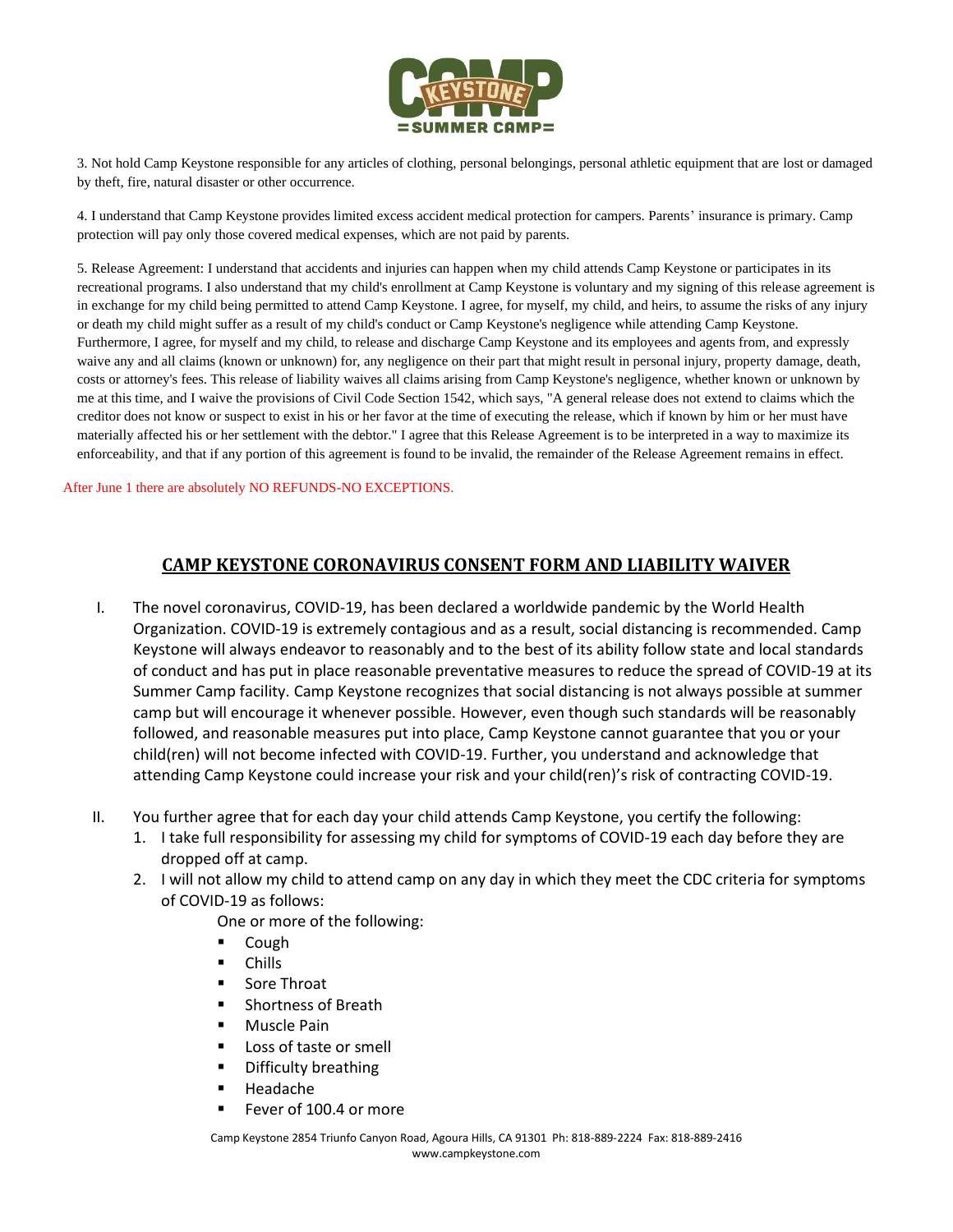3. Not hold Camp Keystone responsible for any articles of clothing, personal belongings, personal athletic equipment that are lost or damaged by theft, fire, natural disaster or other occurrence.

4. I understand that Camp Keystone provides limited excess accident medical protection for campers. Parents' insurance is primary. Camp protection will pay only those covered medical expenses, which are not paid by parents.

5. Release Agreement: I understand that accidents and injuries can happen when my child attends Camp Keystone or participates in its recreational programs. I also understand that my child's enrollment at Camp Keystone is voluntary and my signing of this release agreement is in exchange for my child being permitted to attend Camp Keystone. I agree, for myself, my child, and heirs, to assume the risks of any injury or death my child might suffer as a result of my child's conduct or Camp Keystone's negligence while attending Camp Keystone. Furthermore, I agree, for myself and my child, to release and discharge Camp Keystone and its employees and agents from, and expressly waive any and all claims (known or unknown) for, any negligence on their part that might result in personal injury, property damage, death, costs or attorney's fees. This release of liability waives all claims arising from Camp Keystone's negligence, whether known or unknown by me at this time, and I waive the provisions of Civil Code Section 1542, which says, "A general release does not extend to claims which the creditor does not know or suspect to exist in his or her favor at the time of executing the release, which if known by him or her must have materially affected his or her settlement with the debtor." I agree that this Release Agreement is to be interpreted in a way to maximize its enforceability, and that if any portion of this agreement is found to be invalid, the remainder of the Release Agreement remains in effect.

After June 1 there are absolutely NO REFUNDS-NO EXCEPTIONS.

## CAMP KEYSTONE CORONAVIRUS CONSENT FORM AND LIABILITY WAIVER

I. The novel coronavirus, COVID-19, has been declared a worldwide pandemic by the World Health Organization. COVID-19 is extremely contagious and as a result, social distancing is recommended. Camp Keystone will always endeavor to reasonably and to the best of its ability follow state and local standards of conduct and has put in place reasonable preventative measures to reduce the spread of COVID-19 at its Summer Camp facility. Camp Keystone recognizes that social distancing is not always possible at summer camp but will encourage it whenever possible. However, even though such standards will be reasonably followed, and reasonable measures put into place, Camp Keystone cannot guarantee that you or your child(ren) will not become infected with COVID-19. Further, you understand and acknowledge that attending Camp Keystone could increase your risk and your child(ren)'s risk of contracting COVID-19.

II. You further agree that for each day your child attends Camp Keystone, you certify the following:
   1. I take full responsibility for assessing my child for symptoms of COVID-19 each day before they are dropped off at camp.
   2. I will not allow my child to attend camp on any day in which they meet the CDC criteria for symptoms of COVID-19 as follows:

      One or more of the following:
      - Cough
      - Chills
      - Sore Throat
      - Shortness of Breath
      - Muscle Pain
      - Loss of taste or smell
      - Difficulty breathing
      - Headache
      - Fever of 100.4 or more

Camp Keystone 2854 Triunfo Canyon Road, Agoura Hills, CA 91301 Ph: 818-889-2224 Fax: 818-889-2416
www.campkeystone.com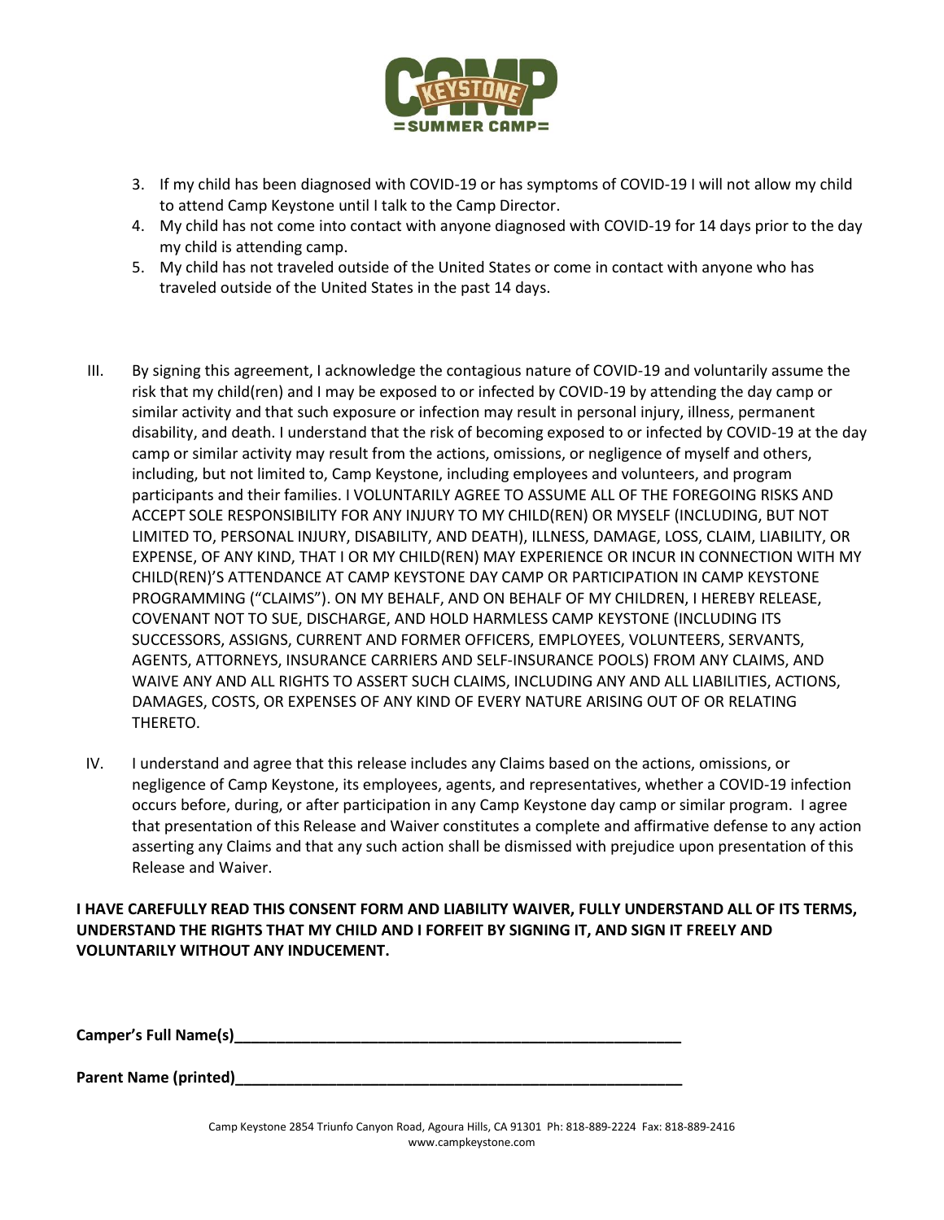3. If my child has been diagnosed with COVID-19 or has symptoms of COVID-19 I will not allow my child to attend Camp Keystone until I talk to the Camp Director.
4. My child has not come into contact with anyone diagnosed with COVID-19 for 14 days prior to the day my child is attending camp.
5. My child has not traveled outside of the United States or come in contact with anyone who has traveled outside of the United States in the past 14 days.

III. By signing this agreement, I acknowledge the contagious nature of COVID-19 and voluntarily assume the risk that my child(ren) and I may be exposed to or infected by COVID-19 by attending the day camp or similar activity and that such exposure or infection may result in personal injury, illness, permanent disability, and death. I understand that the risk of becoming exposed to or infected by COVID-19 at the day camp or similar activity may result from the actions, omissions, or negligence of myself and others, including, but not limited to, Camp Keystone, including employees and volunteers, and program participants and their families. I VOLUNTARILY AGREE TO ASSUME ALL OF THE FOREGOING RISKS AND ACCEPT SOLE RESPONSIBILITY FOR ANY INJURY TO MY CHILD(REN) OR MYSELF (INCLUDING, BUT NOT LIMITED TO, PERSONAL INJURY, DISABILITY, AND DEATH), ILLNESS, DAMAGE, LOSS, CLAIM, LIABILITY, OR EXPENSE, OF ANY KIND, THAT I OR MY CHILD(REN) MAY EXPERIENCE OR INCUR IN CONNECTION WITH MY CHILD(REN)'S ATTENDANCE AT CAMP KEYSTONE DAY CAMP OR PARTICIPATION IN CAMP KEYSTONE PROGRAMMING ("CLAIMS"). ON MY BEHALF, AND ON BEHALF OF MY CHILDREN, I HEREBY RELEASE, COVENANT NOT TO SUE, DISCHARGE, AND HOLD HARMLESS CAMP KEYSTONE (INCLUDING ITS SUCCESSORS, ASSIGNS, CURRENT AND FORMER OFFICERS, EMPLOYEES, VOLUNTEERS, SERVANTS, AGENTS, ATTORNEYS, INSURANCE CARRIERS AND SELF-INSURANCE POOLS) FROM ANY CLAIMS, AND WAIVE ANY AND ALL RIGHTS TO ASSERT SUCH CLAIMS, INCLUDING ANY AND ALL LIABILITIES, ACTIONS, DAMAGES, COSTS, OR EXPENSES OF ANY KIND OF EVERY NATURE ARISING OUT OF OR RELATING THERETO.

IV. I understand and agree that this release includes any Claims based on the actions, omissions, or negligence of Camp Keystone, its employees, agents, and representatives, whether a COVID-19 infection occurs before, during, or after participation in any Camp Keystone day camp or similar program. I agree that presentation of this Release and Waiver constitutes a complete and affirmative defense to any action asserting any Claims and that any such action shall be dismissed with prejudice upon presentation of this Release and Waiver.

**I HAVE CAREFULLY READ THIS CONSENT FORM AND LIABILITY WAIVER, FULLY UNDERSTAND ALL OF ITS TERMS, UNDERSTAND THE RIGHTS THAT MY CHILD AND I FORFEIT BY SIGNING IT, AND SIGN IT FREELY AND VOLUNTARILY WITHOUT ANY INDUCEMENT.**

**Camper's Full Name(s)**\_\_\_\_\_\_\_\_\_\_\_\_\_\_\_\_\_\_\_\_\_\_\_\_\_\_\_\_\_\_\_\_\_\_\_\_\_\_\_\_\_\_\_\_\_\_\_\_\_\_

**Parent Name (printed)**\_\_\_\_\_\_\_\_\_\_\_\_\_\_\_\_\_\_\_\_\_\_\_\_\_\_\_\_\_\_\_\_\_\_\_\_\_\_\_\_\_\_\_\_\_\_\_\_\_\_

Camp Keystone 2854 Triunfo Canyon Road, Agoura Hills, CA 91301 Ph: 818-889-2224 Fax: 818-889-2416
www.campkeystone.com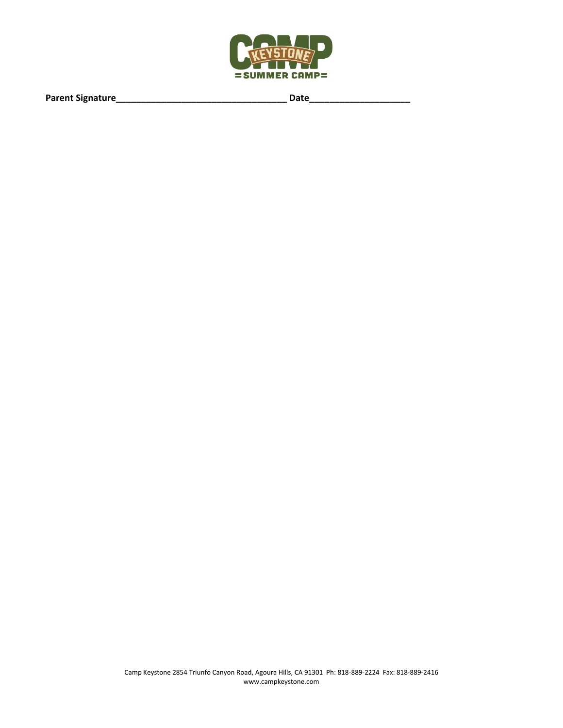**Parent Signature**___________________________________ **Date**____________________

Camp Keystone 2854 Triunfo Canyon Road, Agoura Hills, CA 91301 Ph: 818-889-2224 Fax: 818-889-2416
www.campkeystone.com